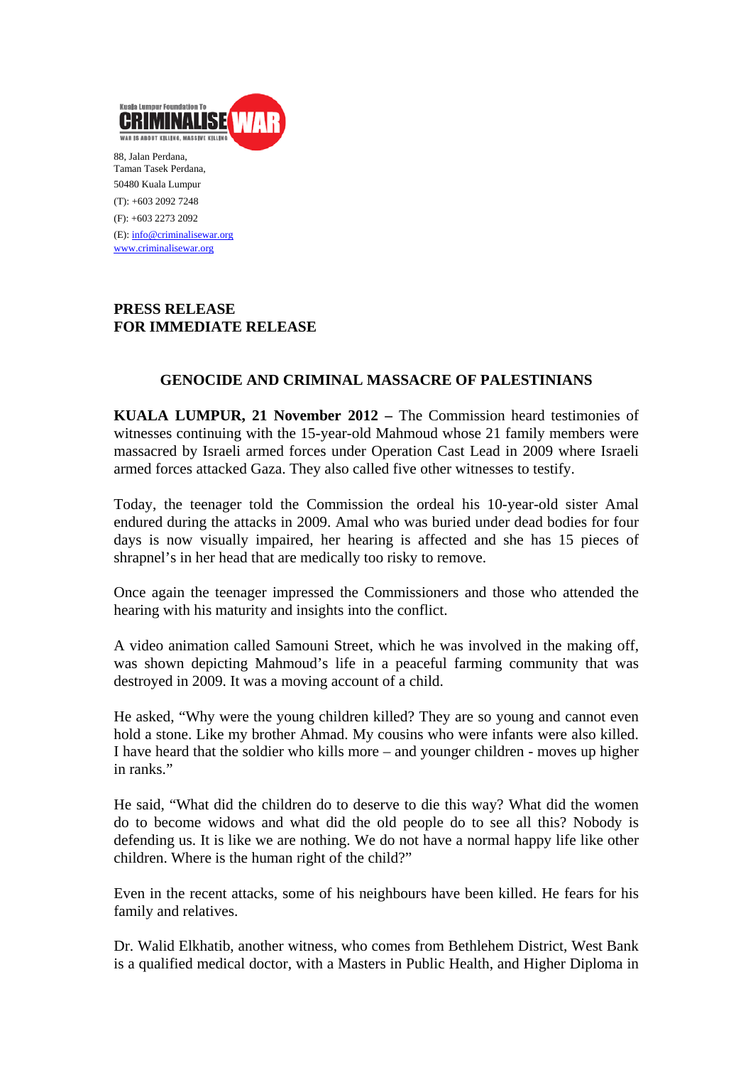Kuala Lumpur Foundation To
CRIMINALISE WAR
WAR IS ABOUT KILLING, MASSIVE KILLING

88, Jalan Perdana,
Taman Tasek Perdana,
50480 Kuala Lumpur
(T): +603 2092 7248
(F): +603 2273 2092
(E): info@criminalisewar.org
www.criminalisewar.org

**PRESS RELEASE**
**FOR IMMEDIATE RELEASE**

## GENOCIDE AND CRIMINAL MASSACRE OF PALESTINIANS

**KUALA LUMPUR, 21 November 2012 –** The Commission heard testimonies of witnesses continuing with the 15-year-old Mahmoud whose 21 family members were massacred by Israeli armed forces under Operation Cast Lead in 2009 where Israeli armed forces attacked Gaza. They also called five other witnesses to testify.

Today, the teenager told the Commission the ordeal his 10-year-old sister Amal endured during the attacks in 2009. Amal who was buried under dead bodies for four days is now visually impaired, her hearing is affected and she has 15 pieces of shrapnel's in her head that are medically too risky to remove.

Once again the teenager impressed the Commissioners and those who attended the hearing with his maturity and insights into the conflict.

A video animation called Samouni Street, which he was involved in the making off, was shown depicting Mahmoud's life in a peaceful farming community that was destroyed in 2009. It was a moving account of a child.

He asked, "Why were the young children killed? They are so young and cannot even hold a stone. Like my brother Ahmad. My cousins who were infants were also killed. I have heard that the soldier who kills more – and younger children - moves up higher in ranks."

He said, "What did the children do to deserve to die this way? What did the women do to become widows and what did the old people do to see all this? Nobody is defending us. It is like we are nothing. We do not have a normal happy life like other children. Where is the human right of the child?"

Even in the recent attacks, some of his neighbours have been killed. He fears for his family and relatives.

Dr. Walid Elkhatib, another witness, who comes from Bethlehem District, West Bank is a qualified medical doctor, with a Masters in Public Health, and Higher Diploma in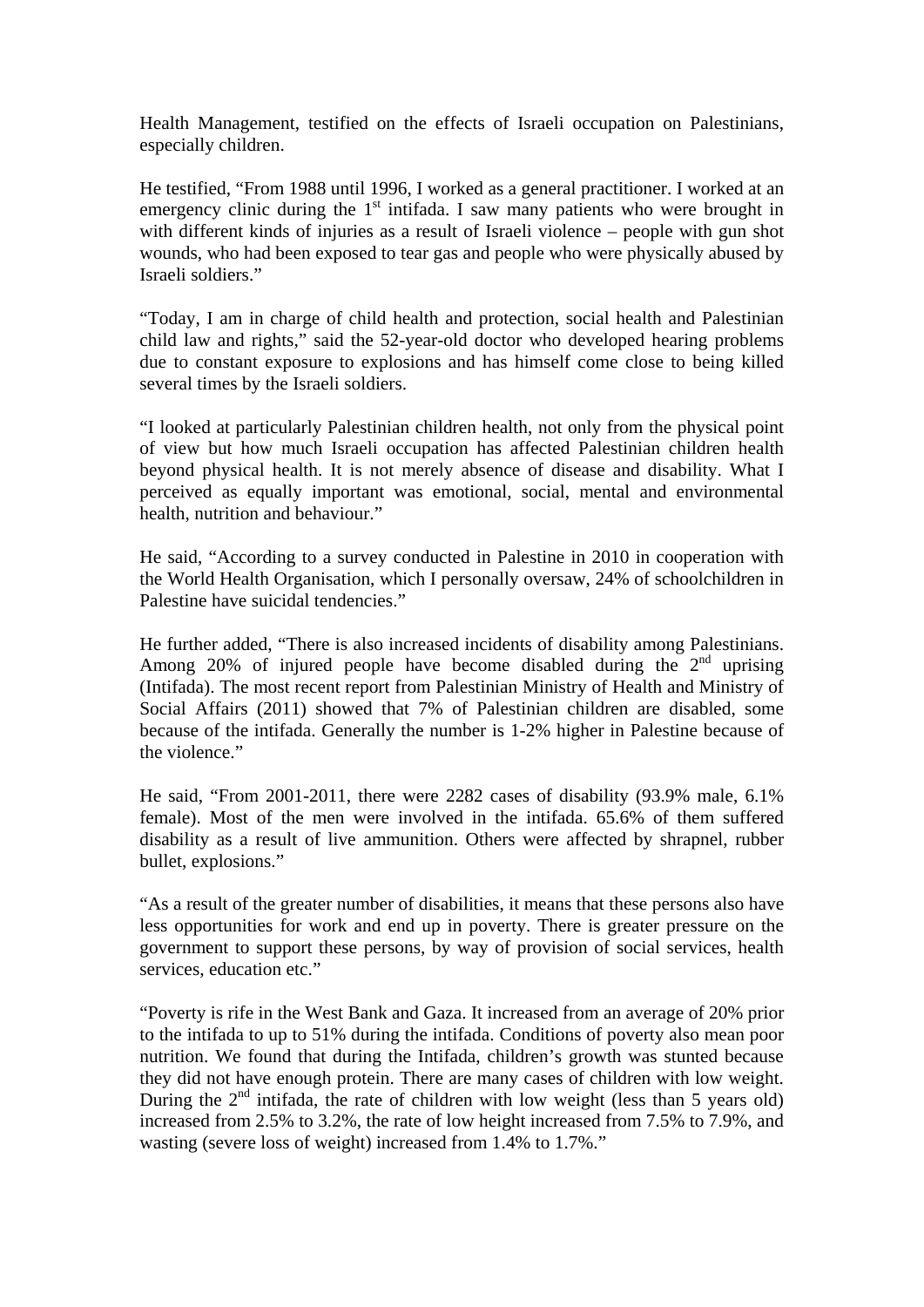Health Management, testified on the effects of Israeli occupation on Palestinians, especially children.

He testified, "From 1988 until 1996, I worked as a general practitioner. I worked at an emergency clinic during the 1st intifada. I saw many patients who were brought in with different kinds of injuries as a result of Israeli violence – people with gun shot wounds, who had been exposed to tear gas and people who were physically abused by Israeli soldiers."

"Today, I am in charge of child health and protection, social health and Palestinian child law and rights," said the 52-year-old doctor who developed hearing problems due to constant exposure to explosions and has himself come close to being killed several times by the Israeli soldiers.

"I looked at particularly Palestinian children health, not only from the physical point of view but how much Israeli occupation has affected Palestinian children health beyond physical health. It is not merely absence of disease and disability. What I perceived as equally important was emotional, social, mental and environmental health, nutrition and behaviour."

He said, "According to a survey conducted in Palestine in 2010 in cooperation with the World Health Organisation, which I personally oversaw, 24% of schoolchildren in Palestine have suicidal tendencies."

He further added, "There is also increased incidents of disability among Palestinians. Among 20% of injured people have become disabled during the 2nd uprising (Intifada). The most recent report from Palestinian Ministry of Health and Ministry of Social Affairs (2011) showed that 7% of Palestinian children are disabled, some because of the intifada. Generally the number is 1-2% higher in Palestine because of the violence."

He said, "From 2001-2011, there were 2282 cases of disability (93.9% male, 6.1% female). Most of the men were involved in the intifada. 65.6% of them suffered disability as a result of live ammunition. Others were affected by shrapnel, rubber bullet, explosions."

"As a result of the greater number of disabilities, it means that these persons also have less opportunities for work and end up in poverty. There is greater pressure on the government to support these persons, by way of provision of social services, health services, education etc."

"Poverty is rife in the West Bank and Gaza. It increased from an average of 20% prior to the intifada to up to 51% during the intifada. Conditions of poverty also mean poor nutrition. We found that during the Intifada, children's growth was stunted because they did not have enough protein. There are many cases of children with low weight. During the 2nd intifada, the rate of children with low weight (less than 5 years old) increased from 2.5% to 3.2%, the rate of low height increased from 7.5% to 7.9%, and wasting (severe loss of weight) increased from 1.4% to 1.7%."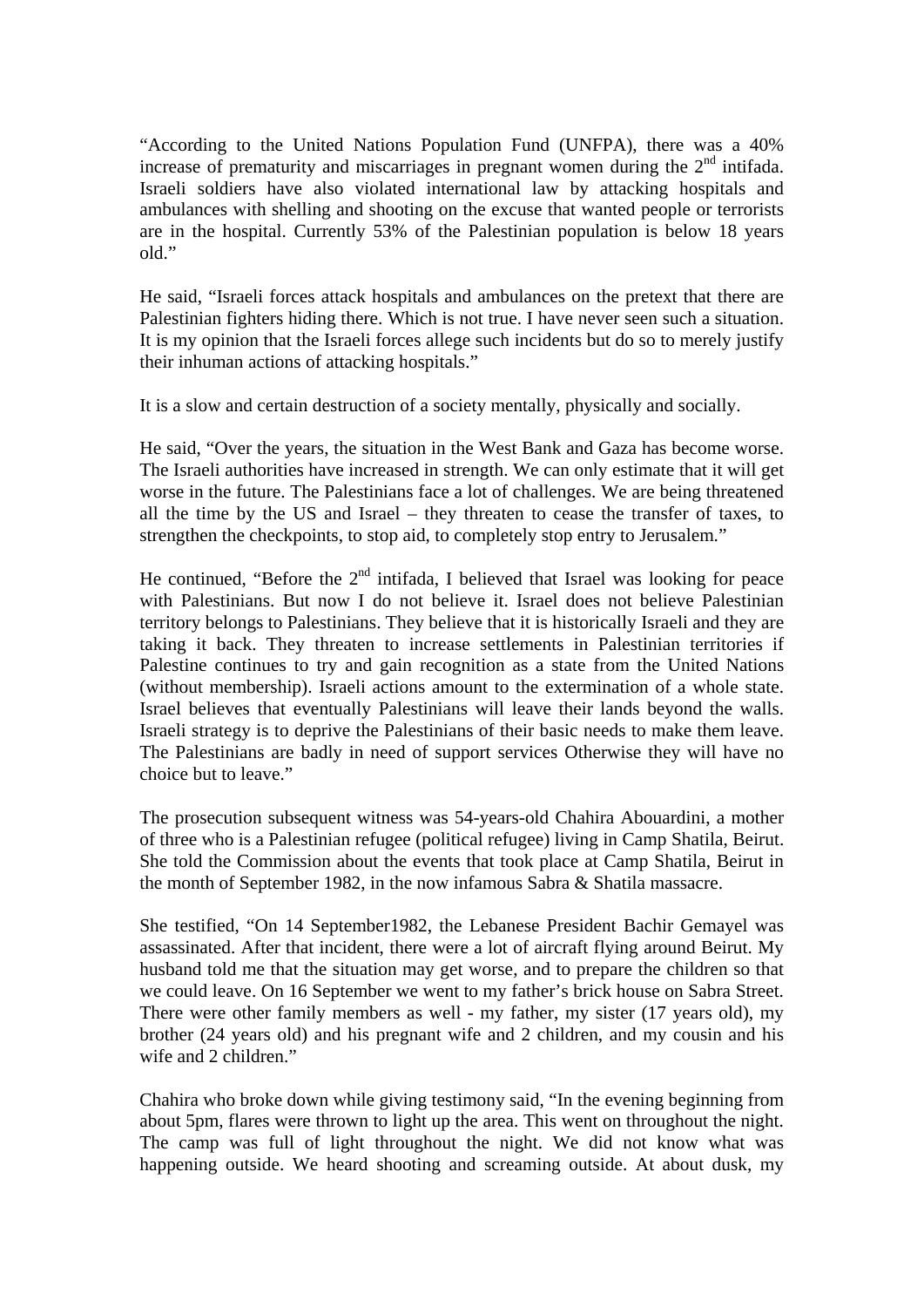"According to the United Nations Population Fund (UNFPA), there was a 40% increase of prematurity and miscarriages in pregnant women during the 2nd intifada. Israeli soldiers have also violated international law by attacking hospitals and ambulances with shelling and shooting on the excuse that wanted people or terrorists are in the hospital. Currently 53% of the Palestinian population is below 18 years old."

He said, "Israeli forces attack hospitals and ambulances on the pretext that there are Palestinian fighters hiding there. Which is not true. I have never seen such a situation. It is my opinion that the Israeli forces allege such incidents but do so to merely justify their inhuman actions of attacking hospitals."

It is a slow and certain destruction of a society mentally, physically and socially.

He said, "Over the years, the situation in the West Bank and Gaza has become worse. The Israeli authorities have increased in strength. We can only estimate that it will get worse in the future. The Palestinians face a lot of challenges. We are being threatened all the time by the US and Israel – they threaten to cease the transfer of taxes, to strengthen the checkpoints, to stop aid, to completely stop entry to Jerusalem."

He continued, "Before the 2nd intifada, I believed that Israel was looking for peace with Palestinians. But now I do not believe it. Israel does not believe Palestinian territory belongs to Palestinians. They believe that it is historically Israeli and they are taking it back. They threaten to increase settlements in Palestinian territories if Palestine continues to try and gain recognition as a state from the United Nations (without membership). Israeli actions amount to the extermination of a whole state. Israel believes that eventually Palestinians will leave their lands beyond the walls. Israeli strategy is to deprive the Palestinians of their basic needs to make them leave. The Palestinians are badly in need of support services Otherwise they will have no choice but to leave."

The prosecution subsequent witness was 54-years-old Chahira Abouardini, a mother of three who is a Palestinian refugee (political refugee) living in Camp Shatila, Beirut. She told the Commission about the events that took place at Camp Shatila, Beirut in the month of September 1982, in the now infamous Sabra & Shatila massacre.

She testified, "On 14 September1982, the Lebanese President Bachir Gemayel was assassinated. After that incident, there were a lot of aircraft flying around Beirut. My husband told me that the situation may get worse, and to prepare the children so that we could leave. On 16 September we went to my father's brick house on Sabra Street. There were other family members as well - my father, my sister (17 years old), my brother (24 years old) and his pregnant wife and 2 children, and my cousin and his wife and 2 children."

Chahira who broke down while giving testimony said, "In the evening beginning from about 5pm, flares were thrown to light up the area. This went on throughout the night. The camp was full of light throughout the night. We did not know what was happening outside. We heard shooting and screaming outside. At about dusk, my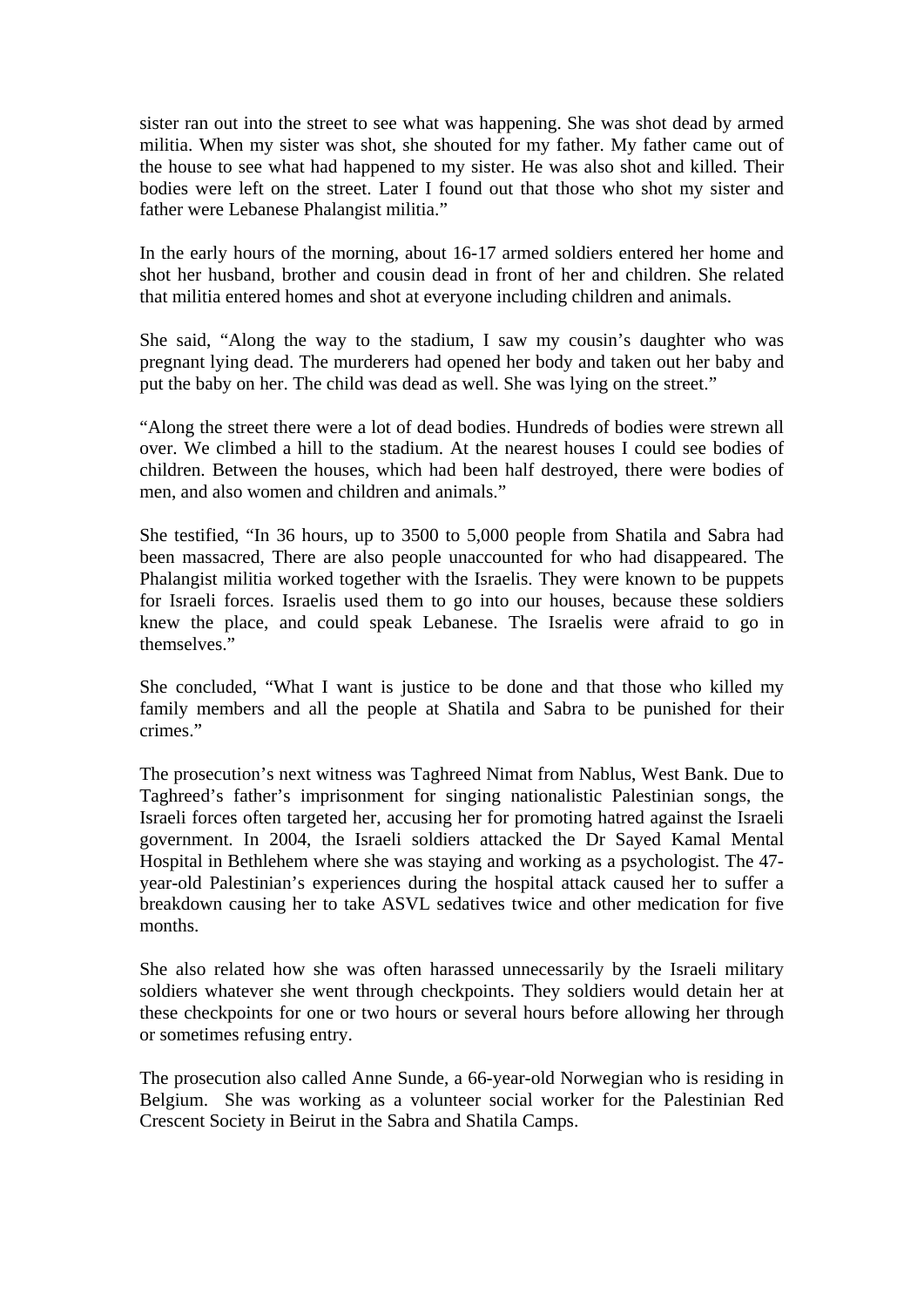sister ran out into the street to see what was happening. She was shot dead by armed militia. When my sister was shot, she shouted for my father. My father came out of the house to see what had happened to my sister. He was also shot and killed. Their bodies were left on the street. Later I found out that those who shot my sister and father were Lebanese Phalangist militia."

In the early hours of the morning, about 16-17 armed soldiers entered her home and shot her husband, brother and cousin dead in front of her and children. She related that militia entered homes and shot at everyone including children and animals.

She said, "Along the way to the stadium, I saw my cousin's daughter who was pregnant lying dead. The murderers had opened her body and taken out her baby and put the baby on her. The child was dead as well. She was lying on the street."

"Along the street there were a lot of dead bodies. Hundreds of bodies were strewn all over. We climbed a hill to the stadium. At the nearest houses I could see bodies of children. Between the houses, which had been half destroyed, there were bodies of men, and also women and children and animals."

She testified, "In 36 hours, up to 3500 to 5,000 people from Shatila and Sabra had been massacred, There are also people unaccounted for who had disappeared. The Phalangist militia worked together with the Israelis. They were known to be puppets for Israeli forces. Israelis used them to go into our houses, because these soldiers knew the place, and could speak Lebanese. The Israelis were afraid to go in themselves."

She concluded, "What I want is justice to be done and that those who killed my family members and all the people at Shatila and Sabra to be punished for their crimes."

The prosecution's next witness was Taghreed Nimat from Nablus, West Bank. Due to Taghreed's father's imprisonment for singing nationalistic Palestinian songs, the Israeli forces often targeted her, accusing her for promoting hatred against the Israeli government. In 2004, the Israeli soldiers attacked the Dr Sayed Kamal Mental Hospital in Bethlehem where she was staying and working as a psychologist. The 47-year-old Palestinian's experiences during the hospital attack caused her to suffer a breakdown causing her to take ASVL sedatives twice and other medication for five months.

She also related how she was often harassed unnecessarily by the Israeli military soldiers whatever she went through checkpoints. They soldiers would detain her at these checkpoints for one or two hours or several hours before allowing her through or sometimes refusing entry.

The prosecution also called Anne Sunde, a 66-year-old Norwegian who is residing in Belgium. She was working as a volunteer social worker for the Palestinian Red Crescent Society in Beirut in the Sabra and Shatila Camps.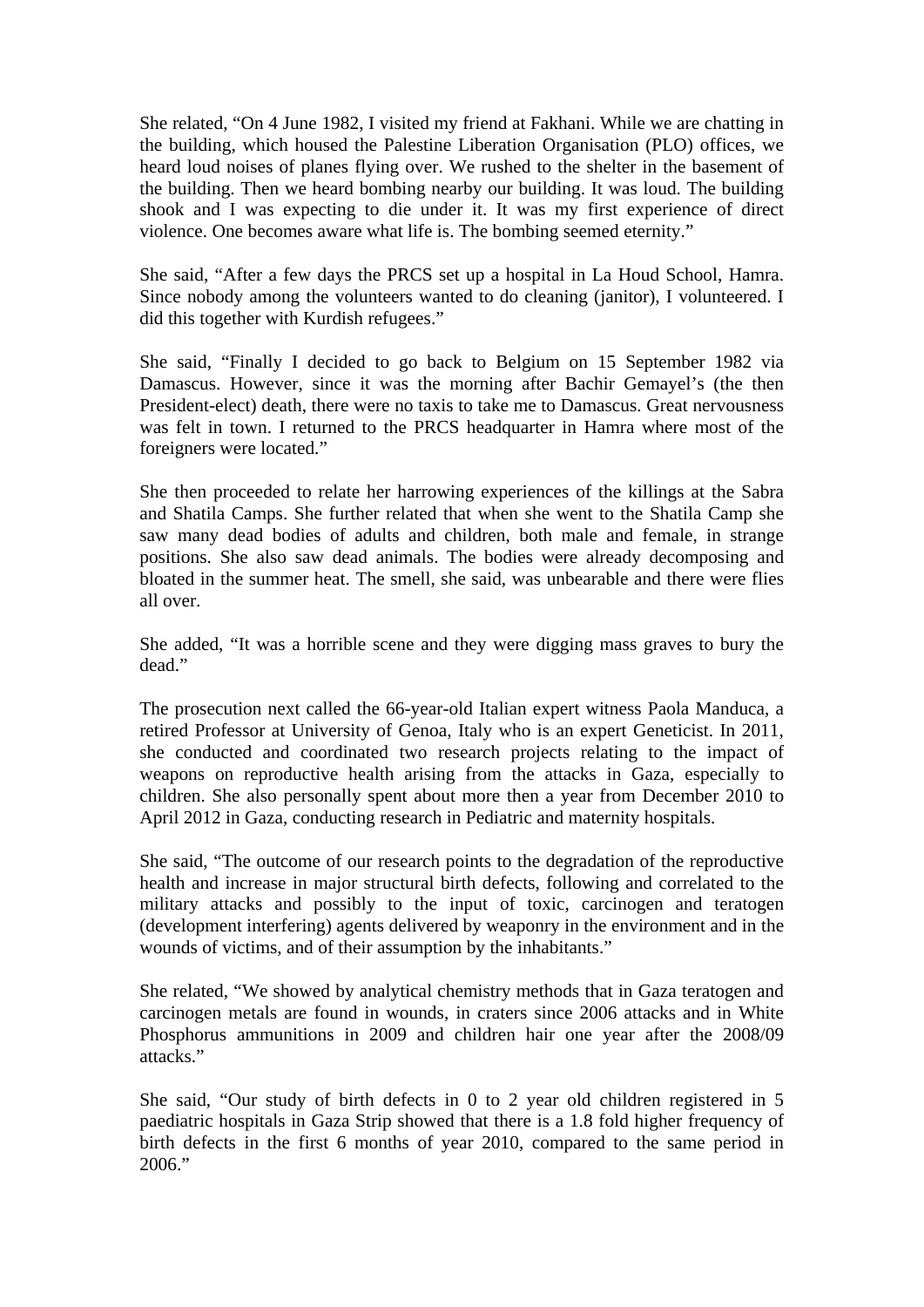She related, “On 4 June 1982, I visited my friend at Fakhani. While we are chatting in the building, which housed the Palestine Liberation Organisation (PLO) offices, we heard loud noises of planes flying over. We rushed to the shelter in the basement of the building. Then we heard bombing nearby our building. It was loud. The building shook and I was expecting to die under it. It was my first experience of direct violence. One becomes aware what life is. The bombing seemed eternity.”

She said, “After a few days the PRCS set up a hospital in La Houd School, Hamra. Since nobody among the volunteers wanted to do cleaning (janitor), I volunteered. I did this together with Kurdish refugees.”

She said, “Finally I decided to go back to Belgium on 15 September 1982 via Damascus. However, since it was the morning after Bachir Gemayel’s (the then President-elect) death, there were no taxis to take me to Damascus. Great nervousness was felt in town. I returned to the PRCS headquarter in Hamra where most of the foreigners were located.”

She then proceeded to relate her harrowing experiences of the killings at the Sabra and Shatila Camps. She further related that when she went to the Shatila Camp she saw many dead bodies of adults and children, both male and female, in strange positions. She also saw dead animals. The bodies were already decomposing and bloated in the summer heat. The smell, she said, was unbearable and there were flies all over.

She added, “It was a horrible scene and they were digging mass graves to bury the dead.”

The prosecution next called the 66-year-old Italian expert witness Paola Manduca, a retired Professor at University of Genoa, Italy who is an expert Geneticist. In 2011, she conducted and coordinated two research projects relating to the impact of weapons on reproductive health arising from the attacks in Gaza, especially to children. She also personally spent about more then a year from December 2010 to April 2012 in Gaza, conducting research in Pediatric and maternity hospitals.

She said, “The outcome of our research points to the degradation of the reproductive health and increase in major structural birth defects, following and correlated to the military attacks and possibly to the input of toxic, carcinogen and teratogen (development interfering) agents delivered by weaponry in the environment and in the wounds of victims, and of their assumption by the inhabitants.”

She related, “We showed by analytical chemistry methods that in Gaza teratogen and carcinogen metals are found in wounds, in craters since 2006 attacks and in White Phosphorus ammunitions in 2009 and children hair one year after the 2008/09 attacks.”

She said, “Our study of birth defects in 0 to 2 year old children registered in 5 paediatric hospitals in Gaza Strip showed that there is a 1.8 fold higher frequency of birth defects in the first 6 months of year 2010, compared to the same period in 2006.”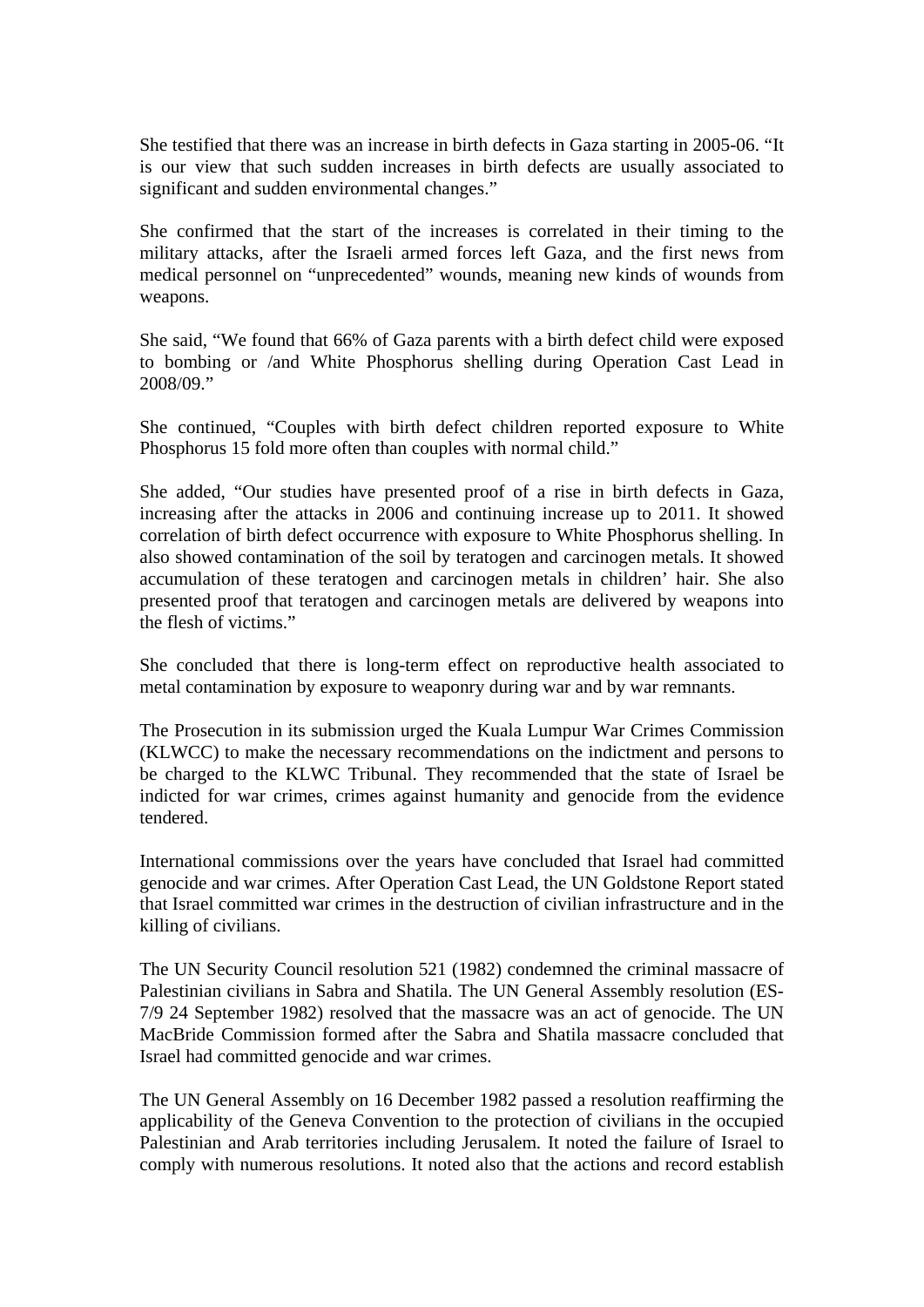She testified that there was an increase in birth defects in Gaza starting in 2005-06. "It is our view that such sudden increases in birth defects are usually associated to significant and sudden environmental changes."

She confirmed that the start of the increases is correlated in their timing to the military attacks, after the Israeli armed forces left Gaza, and the first news from medical personnel on "unprecedented" wounds, meaning new kinds of wounds from weapons.

She said, "We found that 66% of Gaza parents with a birth defect child were exposed to bombing or /and White Phosphorus shelling during Operation Cast Lead in 2008/09."

She continued, "Couples with birth defect children reported exposure to White Phosphorus 15 fold more often than couples with normal child."

She added, "Our studies have presented proof of a rise in birth defects in Gaza, increasing after the attacks in 2006 and continuing increase up to 2011. It showed correlation of birth defect occurrence with exposure to White Phosphorus shelling. In also showed contamination of the soil by teratogen and carcinogen metals. It showed accumulation of these teratogen and carcinogen metals in children' hair. She also presented proof that teratogen and carcinogen metals are delivered by weapons into the flesh of victims."

She concluded that there is long-term effect on reproductive health associated to metal contamination by exposure to weaponry during war and by war remnants.

The Prosecution in its submission urged the Kuala Lumpur War Crimes Commission (KLWCC) to make the necessary recommendations on the indictment and persons to be charged to the KLWC Tribunal. They recommended that the state of Israel be indicted for war crimes, crimes against humanity and genocide from the evidence tendered.

International commissions over the years have concluded that Israel had committed genocide and war crimes. After Operation Cast Lead, the UN Goldstone Report stated that Israel committed war crimes in the destruction of civilian infrastructure and in the killing of civilians.

The UN Security Council resolution 521 (1982) condemned the criminal massacre of Palestinian civilians in Sabra and Shatila. The UN General Assembly resolution (ES-7/9 24 September 1982) resolved that the massacre was an act of genocide. The UN MacBride Commission formed after the Sabra and Shatila massacre concluded that Israel had committed genocide and war crimes.

The UN General Assembly on 16 December 1982 passed a resolution reaffirming the applicability of the Geneva Convention to the protection of civilians in the occupied Palestinian and Arab territories including Jerusalem. It noted the failure of Israel to comply with numerous resolutions. It noted also that the actions and record establish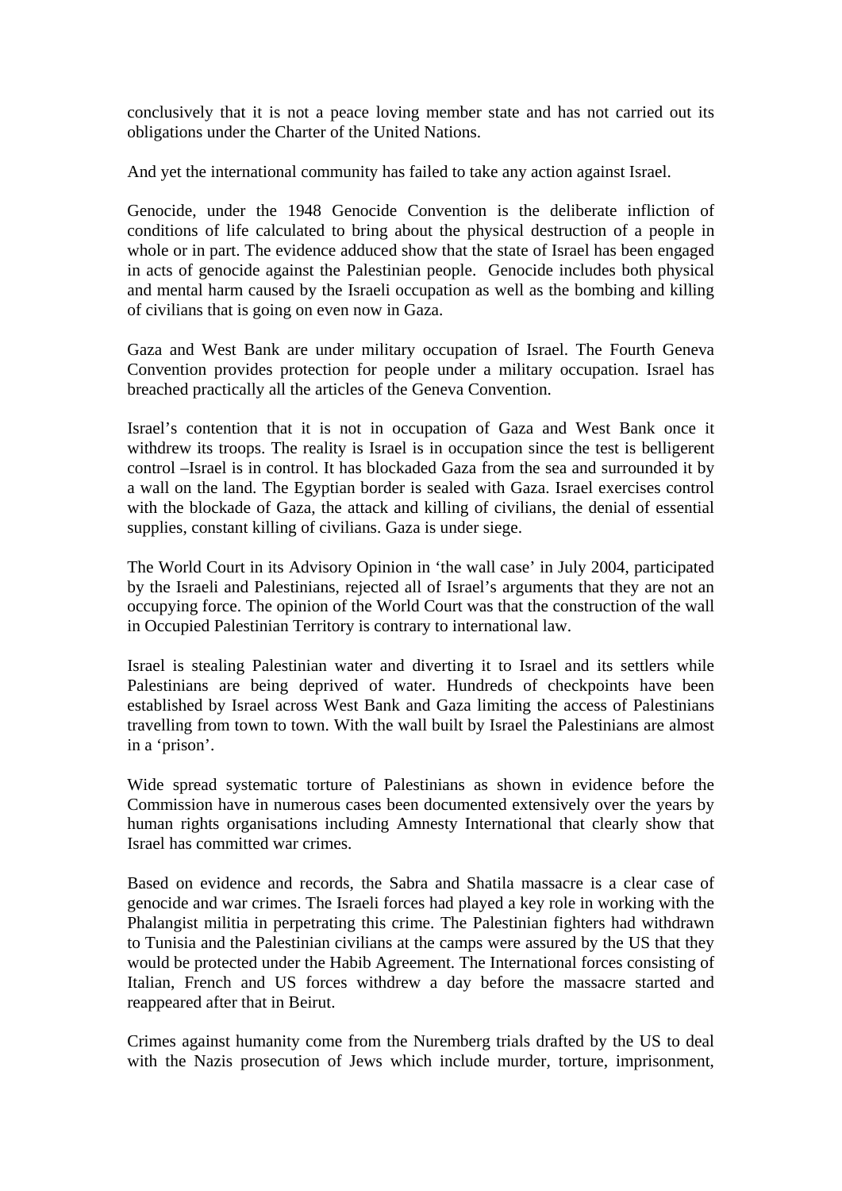conclusively that it is not a peace loving member state and has not carried out its obligations under the Charter of the United Nations.

And yet the international community has failed to take any action against Israel.

Genocide, under the 1948 Genocide Convention is the deliberate infliction of conditions of life calculated to bring about the physical destruction of a people in whole or in part. The evidence adduced show that the state of Israel has been engaged in acts of genocide against the Palestinian people. Genocide includes both physical and mental harm caused by the Israeli occupation as well as the bombing and killing of civilians that is going on even now in Gaza.

Gaza and West Bank are under military occupation of Israel. The Fourth Geneva Convention provides protection for people under a military occupation. Israel has breached practically all the articles of the Geneva Convention.

Israel's contention that it is not in occupation of Gaza and West Bank once it withdrew its troops. The reality is Israel is in occupation since the test is belligerent control –Israel is in control. It has blockaded Gaza from the sea and surrounded it by a wall on the land. The Egyptian border is sealed with Gaza. Israel exercises control with the blockade of Gaza, the attack and killing of civilians, the denial of essential supplies, constant killing of civilians. Gaza is under siege.

The World Court in its Advisory Opinion in 'the wall case' in July 2004, participated by the Israeli and Palestinians, rejected all of Israel's arguments that they are not an occupying force. The opinion of the World Court was that the construction of the wall in Occupied Palestinian Territory is contrary to international law.

Israel is stealing Palestinian water and diverting it to Israel and its settlers while Palestinians are being deprived of water. Hundreds of checkpoints have been established by Israel across West Bank and Gaza limiting the access of Palestinians travelling from town to town. With the wall built by Israel the Palestinians are almost in a 'prison'.

Wide spread systematic torture of Palestinians as shown in evidence before the Commission have in numerous cases been documented extensively over the years by human rights organisations including Amnesty International that clearly show that Israel has committed war crimes.

Based on evidence and records, the Sabra and Shatila massacre is a clear case of genocide and war crimes. The Israeli forces had played a key role in working with the Phalangist militia in perpetrating this crime. The Palestinian fighters had withdrawn to Tunisia and the Palestinian civilians at the camps were assured by the US that they would be protected under the Habib Agreement. The International forces consisting of Italian, French and US forces withdrew a day before the massacre started and reappeared after that in Beirut.

Crimes against humanity come from the Nuremberg trials drafted by the US to deal with the Nazis prosecution of Jews which include murder, torture, imprisonment,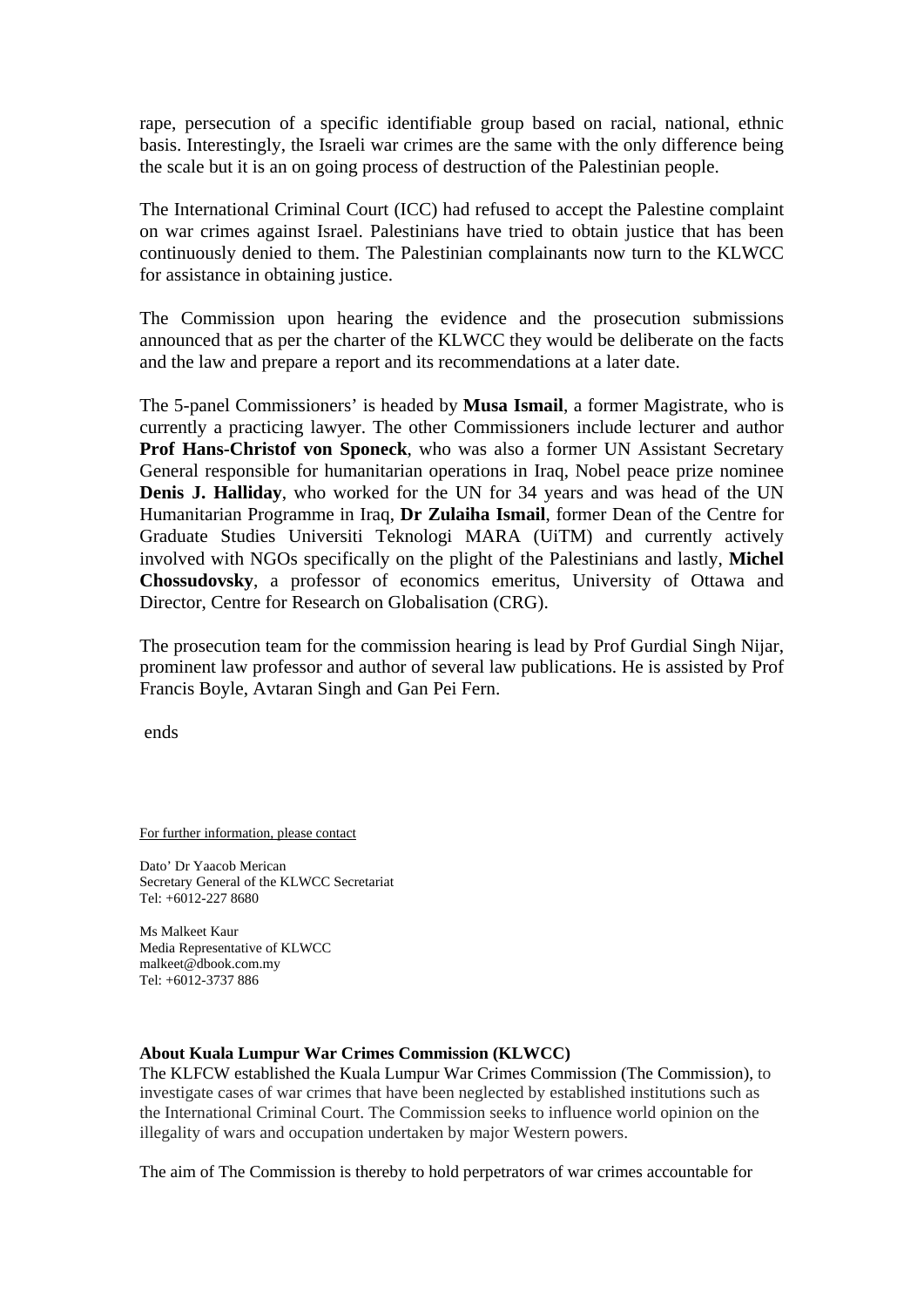rape, persecution of a specific identifiable group based on racial, national, ethnic basis. Interestingly, the Israeli war crimes are the same with the only difference being the scale but it is an on going process of destruction of the Palestinian people.

The International Criminal Court (ICC) had refused to accept the Palestine complaint on war crimes against Israel. Palestinians have tried to obtain justice that has been continuously denied to them. The Palestinian complainants now turn to the KLWCC for assistance in obtaining justice.

The Commission upon hearing the evidence and the prosecution submissions announced that as per the charter of the KLWCC they would be deliberate on the facts and the law and prepare a report and its recommendations at a later date.

The 5-panel Commissioners' is headed by **Musa Ismail**, a former Magistrate, who is currently a practicing lawyer. The other Commissioners include lecturer and author **Prof Hans-Christof von Sponeck**, who was also a former UN Assistant Secretary General responsible for humanitarian operations in Iraq, Nobel peace prize nominee **Denis J. Halliday**, who worked for the UN for 34 years and was head of the UN Humanitarian Programme in Iraq, **Dr Zulaiha Ismail**, former Dean of the Centre for Graduate Studies Universiti Teknologi MARA (UiTM) and currently actively involved with NGOs specifically on the plight of the Palestinians and lastly, **Michel Chossudovsky**, a professor of economics emeritus, University of Ottawa and Director, Centre for Research on Globalisation (CRG).

The prosecution team for the commission hearing is lead by Prof Gurdial Singh Nijar, prominent law professor and author of several law publications. He is assisted by Prof Francis Boyle, Avtaran Singh and Gan Pei Fern.

ends

For further information, please contact

Dato' Dr Yaacob Merican
Secretary General of the KLWCC Secretariat
Tel: +6012-227 8680

Ms Malkeet Kaur
Media Representative of KLWCC
malkeet@dbook.com.my
Tel: +6012-3737 886

**About Kuala Lumpur War Crimes Commission (KLWCC)**
The KLFCW established the Kuala Lumpur War Crimes Commission (The Commission), to investigate cases of war crimes that have been neglected by established institutions such as the International Criminal Court. The Commission seeks to influence world opinion on the illegality of wars and occupation undertaken by major Western powers.

The aim of The Commission is thereby to hold perpetrators of war crimes accountable for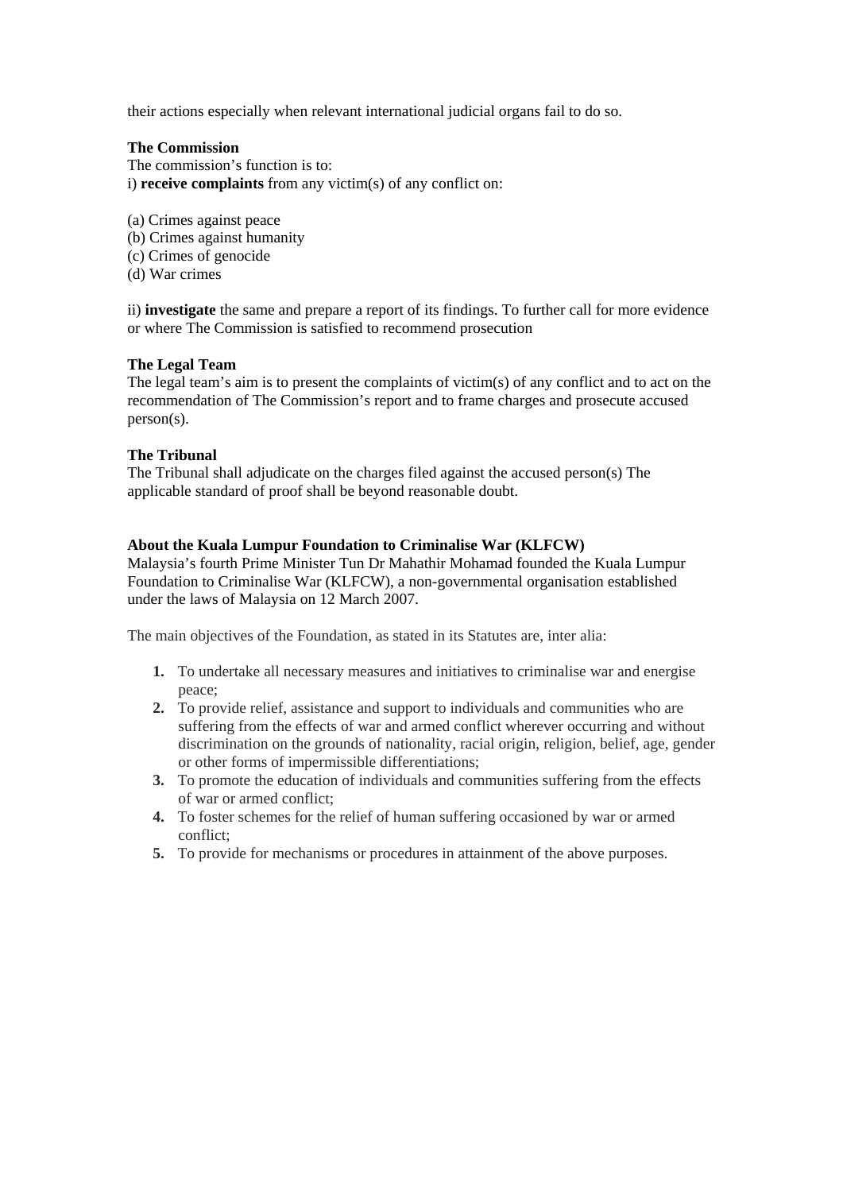their actions especially when relevant international judicial organs fail to do so.

**The Commission**

The commission's function is to:

i) **receive complaints** from any victim(s) of any conflict on:

(a) Crimes against peace
(b) Crimes against humanity
(c) Crimes of genocide
(d) War crimes

ii) **investigate** the same and prepare a report of its findings. To further call for more evidence or where The Commission is satisfied to recommend prosecution

**The Legal Team**

The legal team's aim is to present the complaints of victim(s) of any conflict and to act on the recommendation of The Commission's report and to frame charges and prosecute accused person(s).

**The Tribunal**

The Tribunal shall adjudicate on the charges filed against the accused person(s) The applicable standard of proof shall be beyond reasonable doubt.

**About the Kuala Lumpur Foundation to Criminalise War (KLFCW)**

Malaysia's fourth Prime Minister Tun Dr Mahathir Mohamad founded the Kuala Lumpur Foundation to Criminalise War (KLFCW), a non-governmental organisation established under the laws of Malaysia on 12 March 2007.

The main objectives of the Foundation, as stated in its Statutes are, inter alia:

1. To undertake all necessary measures and initiatives to criminalise war and energise peace;
2. To provide relief, assistance and support to individuals and communities who are suffering from the effects of war and armed conflict wherever occurring and without discrimination on the grounds of nationality, racial origin, religion, belief, age, gender or other forms of impermissible differentiations;
3. To promote the education of individuals and communities suffering from the effects of war or armed conflict;
4. To foster schemes for the relief of human suffering occasioned by war or armed conflict;
5. To provide for mechanisms or procedures in attainment of the above purposes.